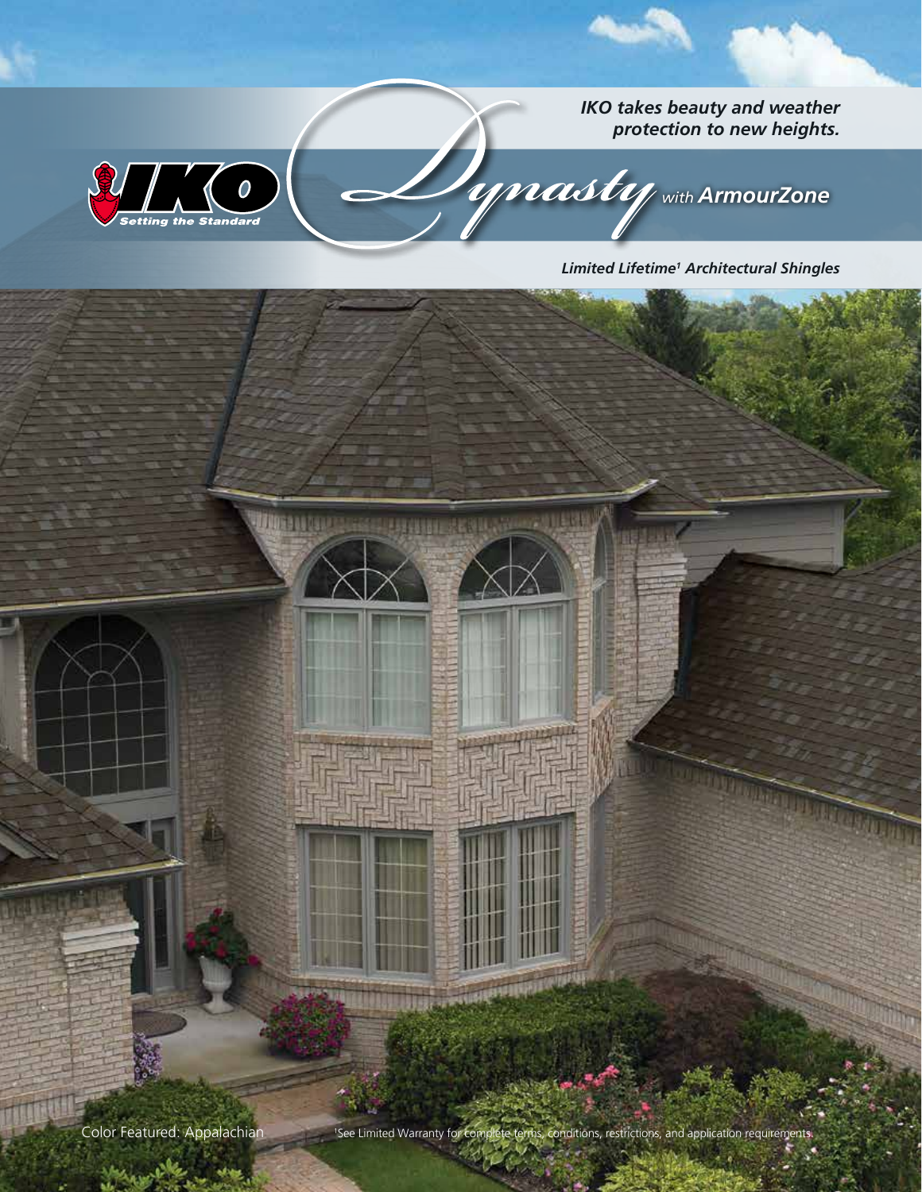IKO takes beauty and weather protection to new heights.

IKO Setting the Standard

# Dynasty with ArmourZone

*Limited Lifetime[1] Architectural Shingles*

Color Featured: Appalachian

[1]See Limited Warranty for complete terms, conditions, restrictions, and application requirements.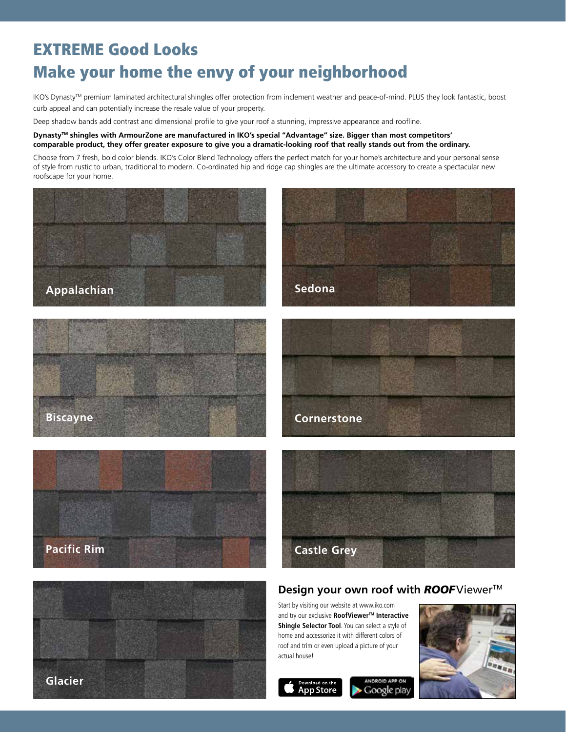# EXTREME Good Looks
# Make your home the envy of your neighborhood

IKO's Dynasty™ premium laminated architectural shingles offer protection from inclement weather and peace-of-mind. PLUS they look fantastic, boost curb appeal and can potentially increase the resale value of your property.

Deep shadow bands add contrast and dimensional profile to give your roof a stunning, impressive appearance and roofline.

**Dynasty™ shingles with ArmourZone are manufactured in IKO's special "Advantage" size. Bigger than most competitors' comparable product, they offer greater exposure to give you a dramatic-looking roof that really stands out from the ordinary.**

Choose from 7 fresh, bold color blends. IKO's Color Blend Technology offers the perfect match for your home's architecture and your personal sense of style from rustic to urban, traditional to modern. Co-ordinated hip and ridge cap shingles are the ultimate accessory to create a spectacular new roofscape for your home.

**Appalachian**

**Sedona**

**Biscayne**

**Cornerstone**

**Pacific Rim**

**Castle Grey**

**Glacier**

## Design your own roof with *ROOF*Viewer™

Start by visiting our website at www.iko.com and try our exclusive **RoofViewer™ Interactive Shingle Selector Tool**. You can select a style of home and accessorize it with different colors of roof and trim or even upload a picture of your actual house!

Download on the App Store

Android App on Google play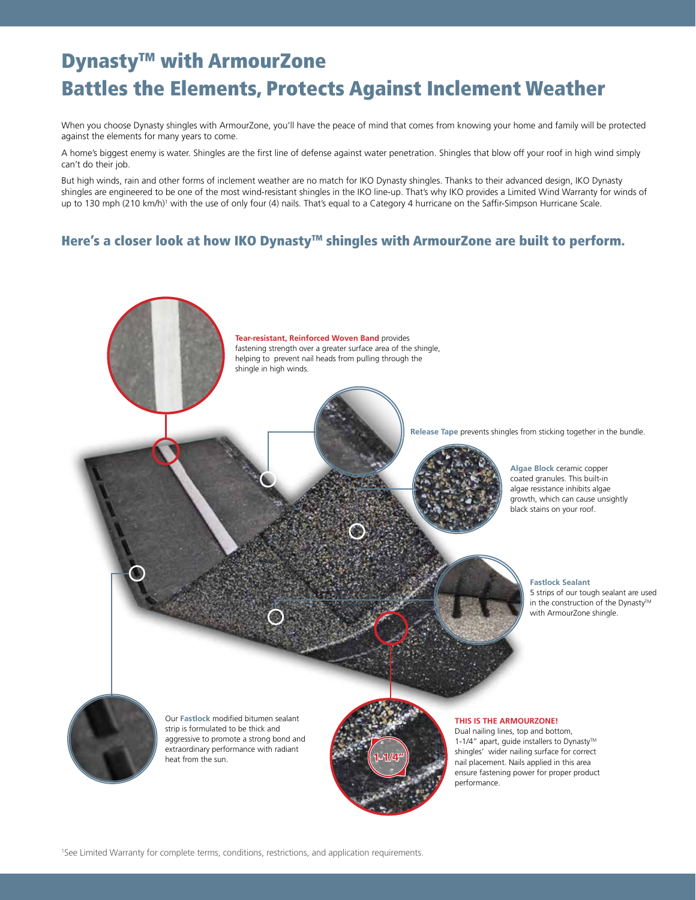# Dynasty™ with ArmourZone
# Battles the Elements, Protects Against Inclement Weather

When you choose Dynasty shingles with ArmourZone, you'll have the peace of mind that comes from knowing your home and family will be protected against the elements for many years to come.

A home's biggest enemy is water. Shingles are the first line of defense against water penetration. Shingles that blow off your roof in high wind simply can't do their job.

But high winds, rain and other forms of inclement weather are no match for IKO Dynasty shingles. Thanks to their advanced design, IKO Dynasty shingles are engineered to be one of the most wind-resistant shingles in the IKO line-up. That's why IKO provides a Limited Wind Warranty for winds of up to 130 mph (210 km/h)[1] with the use of only four (4) nails. That's equal to a Category 4 hurricane on the Saffir-Simpson Hurricane Scale.

## Here's a closer look at how IKO Dynasty™ shingles with ArmourZone are built to perform.

**Tear-resistant, Reinforced Woven Band** provides fastening strength over a greater surface area of the shingle, helping to prevent nail heads from pulling through the shingle in high winds.

**Release Tape** prevents shingles from sticking together in the bundle.

**Algae Block** ceramic copper coated granules. This built-in algae resistance inhibits algae growth, which can cause unsightly black stains on your roof.

**Fastlock Sealant**
5 strips of our tough sealant are used in the construction of the Dynasty™ with ArmourZone shingle.

Our **Fastlock** modified bitumen sealant strip is formulated to be thick and aggressive to promote a strong bond and extraordinary performance with radiant heat from the sun.

1-1/4"

**THIS IS THE ARMOURZONE!**
Dual nailing lines, top and bottom, 1-1/4" apart, guide installers to Dynasty™ shingles' wider nailing surface for correct nail placement. Nails applied in this area ensure fastening power for proper product performance.

[1]See Limited Warranty for complete terms, conditions, restrictions, and application requirements.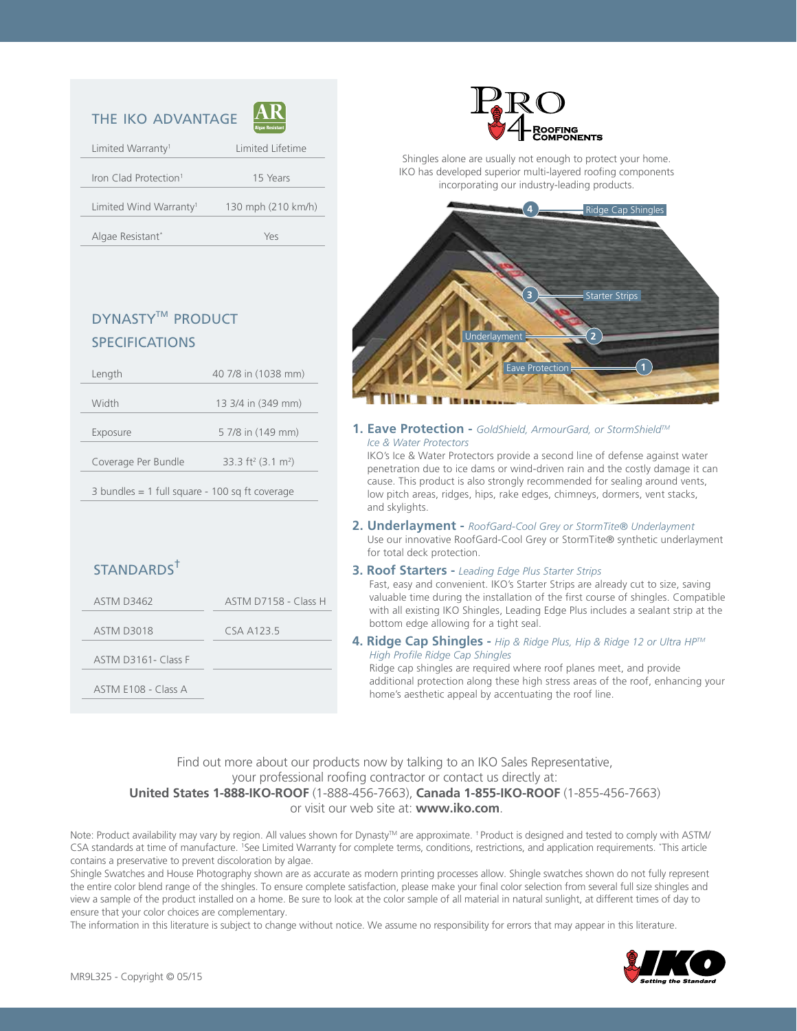## THE IKO ADVANTAGE

AR Algae Resistant

| | |
|---|---|
| Limited Warranty[1] | Limited Lifetime |
| Iron Clad Protection[1] | 15 Years |
| Limited Wind Warranty[1] | 130 mph (210 km/h) |
| Algae Resistant* | Yes |

## DYNASTY™ PRODUCT SPECIFICATIONS

| | |
|---|---|
| Length | 40 7/8 in (1038 mm) |
| Width | 13 3/4 in (349 mm) |
| Exposure | 5 7/8 in (149 mm) |
| Coverage Per Bundle | 33.3 ft² (3.1 m²) |
| 3 bundles = 1 full square - 100 sq ft coverage | |

## STANDARDS†

| | |
|---|---|
| ASTM D3462 | ASTM D7158 - Class H |
| ASTM D3018 | CSA A123.5 |
| ASTM D3161- Class F | |
| ASTM E108 - Class A | |

## PRO 4 ROOFING COMPONENTS

Shingles alone are usually not enough to protect your home. IKO has developed superior multi-layered roofing components incorporating our industry-leading products.

4 Ridge Cap Shingles

3 Starter Strips

2 Underlayment

1 Eave Protection

**1. Eave Protection -** *GoldShield, ArmourGard, or StormShield™ Ice & Water Protectors*
IKO's Ice & Water Protectors provide a second line of defense against water penetration due to ice dams or wind-driven rain and the costly damage it can cause. This product is also strongly recommended for sealing around vents, low pitch areas, ridges, hips, rake edges, chimneys, dormers, vent stacks, and skylights.

**2. Underlayment -** *RoofGard-Cool Grey or StormTite® Underlayment*
Use our innovative RoofGard-Cool Grey or StormTite® synthetic underlayment for total deck protection.

**3. Roof Starters -** *Leading Edge Plus Starter Strips*
Fast, easy and convenient. IKO's Starter Strips are already cut to size, saving valuable time during the installation of the first course of shingles. Compatible with all existing IKO Shingles, Leading Edge Plus includes a sealant strip at the bottom edge allowing for a tight seal.

**4. Ridge Cap Shingles -** *Hip & Ridge Plus, Hip & Ridge 12 or Ultra HP™ High Profile Ridge Cap Shingles*
Ridge cap shingles are required where roof planes meet, and provide additional protection along these high stress areas of the roof, enhancing your home's aesthetic appeal by accentuating the roof line.

Find out more about our products now by talking to an IKO Sales Representative, your professional roofing contractor or contact us directly at:
**United States 1-888-IKO-ROOF** (1-888-456-7663), **Canada 1-855-IKO-ROOF** (1-855-456-7663)
or visit our web site at: **www.iko.com**.

Note: Product availability may vary by region. All values shown for Dynasty™ are approximate. † Product is designed and tested to comply with ASTM/CSA standards at time of manufacture. [1]See Limited Warranty for complete terms, conditions, restrictions, and application requirements. *This article contains a preservative to prevent discoloration by algae.
Shingle Swatches and House Photography shown are as accurate as modern printing processes allow. Shingle swatches shown do not fully represent the entire color blend range of the shingles. To ensure complete satisfaction, please make your final color selection from several full size shingles and view a sample of the product installed on a home. Be sure to look at the color sample of all material in natural sunlight, at different times of day to ensure that your color choices are complementary.
The information in this literature is subject to change without notice. We assume no responsibility for errors that may appear in this literature.

MR9L325 - Copyright © 05/15

IKO Setting the Standard